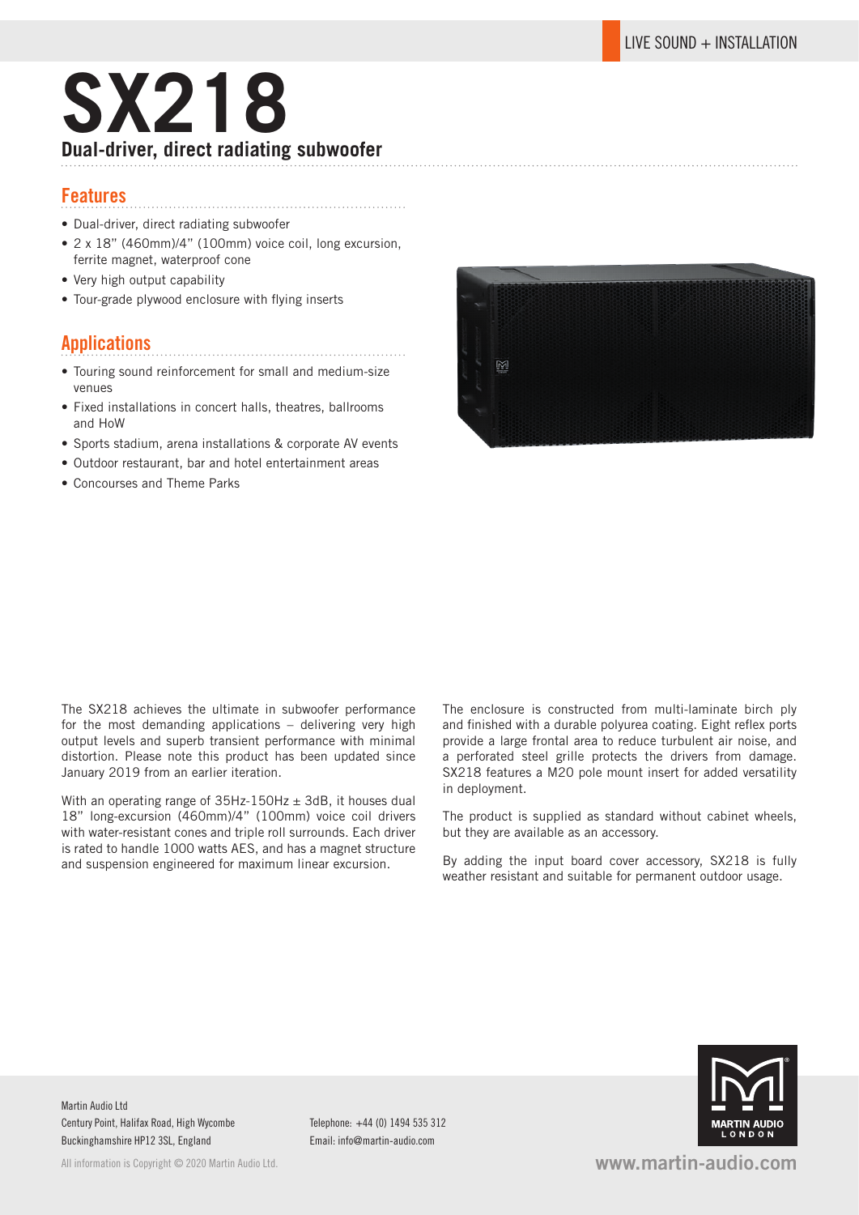LIVE SOUND + INSTALLATION

# SX218

**Dual-driver, direct radiating subwoofer**

## Features

- Dual-driver, direct radiating subwoofer
- 2 x 18" (460mm)/4" (100mm) voice coil, long excursion, ferrite magnet, waterproof cone
- Very high output capability
- Tour-grade plywood enclosure with flying inserts

## Applications

- Touring sound reinforcement for small and medium-size venues
- Fixed installations in concert halls, theatres, ballrooms and HoW
- Sports stadium, arena installations & corporate AV events
- Outdoor restaurant, bar and hotel entertainment areas
- Concourses and Theme Parks

The SX218 achieves the ultimate in subwoofer performance for the most demanding applications – delivering very high output levels and superb transient performance with minimal distortion. Please note this product has been updated since January 2019 from an earlier iteration.

With an operating range of 35Hz-150Hz ± 3dB, it houses dual 18" long-excursion (460mm)/4" (100mm) voice coil drivers with water-resistant cones and triple roll surrounds. Each driver is rated to handle 1000 watts AES, and has a magnet structure and suspension engineered for maximum linear excursion.

The enclosure is constructed from multi-laminate birch ply and finished with a durable polyurea coating. Eight reflex ports provide a large frontal area to reduce turbulent air noise, and a perforated steel grille protects the drivers from damage. SX218 features a M20 pole mount insert for added versatility in deployment.

The product is supplied as standard without cabinet wheels, but they are available as an accessory.

By adding the input board cover accessory, SX218 is fully weather resistant and suitable for permanent outdoor usage.

Martin Audio Ltd
Century Point, Halifax Road, High Wycombe
Buckinghamshire HP12 3SL, England

Telephone: +44 (0) 1494 535 312
Email: info@martin-audio.com

All information is Copyright © 2020 Martin Audio Ltd.

www.martin-audio.com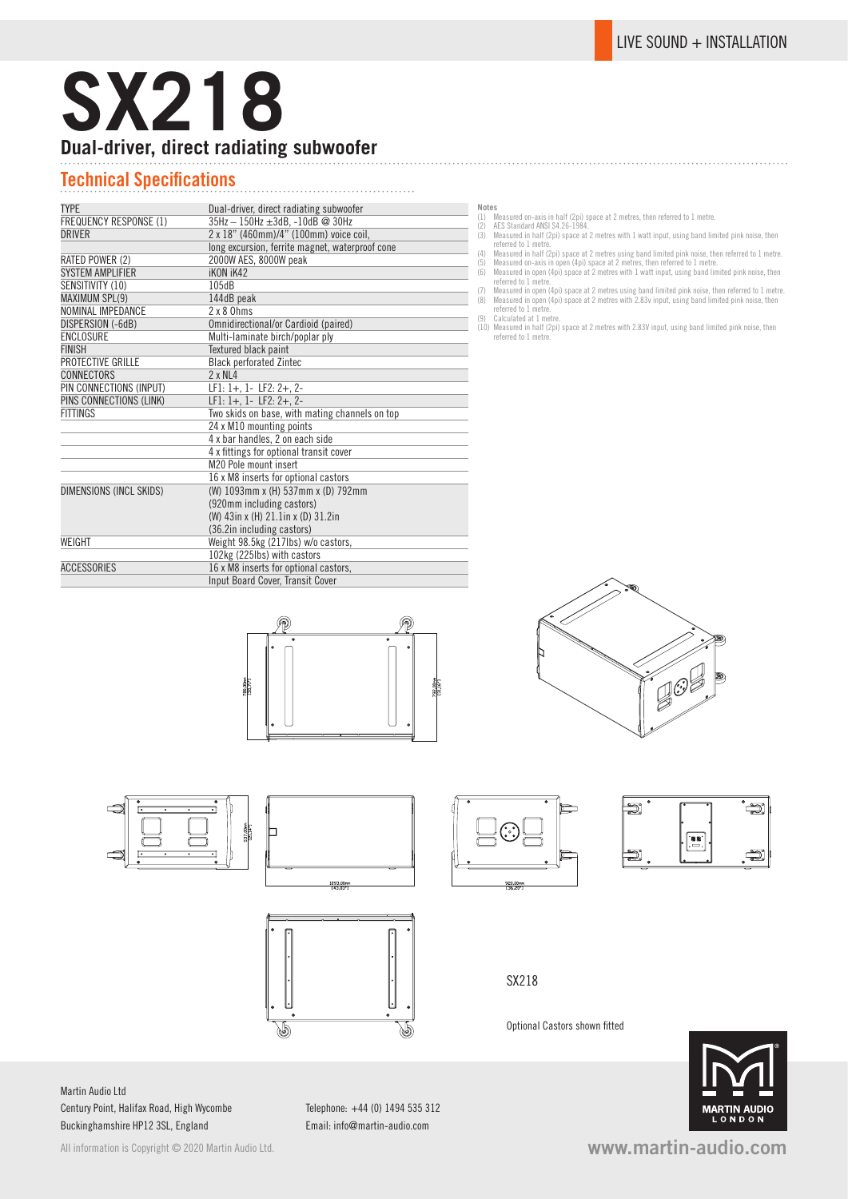LIVE SOUND + INSTALLATION

# SX218

## Dual-driver, direct radiating subwoofer

### Technical Specifications

| | |
|---|---|
| TYPE | Dual-driver, direct radiating subwoofer |
| FREQUENCY RESPONSE (1) | 35Hz – 150Hz ±3dB, -10dB @ 30Hz |
| DRIVER | 2 x 18" (460mm)/4" (100mm) voice coil, |
| | long excursion, ferrite magnet, waterproof cone |
| RATED POWER (2) | 2000W AES, 8000W peak |
| SYSTEM AMPLIFIER | iKON iK42 |
| SENSITIVITY (10) | 105dB |
| MAXIMUM SPL(9) | 144dB peak |
| NOMINAL IMPEDANCE | 2 x 8 Ohms |
| DISPERSION (-6dB) | Omnidirectional/or Cardioid (paired) |
| ENCLOSURE | Multi-laminate birch/poplar ply |
| FINISH | Textured black paint |
| PROTECTIVE GRILLE | Black perforated Zintec |
| CONNECTORS | 2 x NL4 |
| PIN CONNECTIONS (INPUT) | LF1: 1+, 1- LF2: 2+, 2- |
| PINS CONNECTIONS (LINK) | LF1: 1+, 1- LF2: 2+, 2- |
| FITTINGS | Two skids on base, with mating channels on top |
| | 24 x M10 mounting points |
| | 4 x bar handles, 2 on each side |
| | 4 x fittings for optional transit cover |
| | M20 Pole mount insert |
| | 16 x M8 inserts for optional castors |
| DIMENSIONS (INCL SKIDS) | (W) 1093mm x (H) 537mm x (D) 792mm |
| | (920mm including castors) |
| | (W) 43in x (H) 21.1in x (D) 31.2in |
| | (36.2in including castors) |
| WEIGHT | Weight 98.5kg (217lbs) w/o castors, |
| | 102kg (225lbs) with castors |
| ACCESSORIES | 16 x M8 inserts for optional castors, |
| | Input Board Cover, Transit Cover |

**Notes**

(1) Measured on-axis in half (2pi) space at 2 metres, then referred to 1 metre.
(2) AES Standard ANSI S4.26-1984.
(3) Measured in half (2pi) space at 2 metres with 1 watt input, using band limited pink noise, then referred to 1 metre.
(4) Measured in half (2pi) space at 2 metres using band limited pink noise, then referred to 1 metre.
(5) Measured on-axis in open (4pi) space at 2 metres, then referred to 1 metre.
(6) Measured in open (4pi) space at 2 metres with 1 watt input, using band limited pink noise, then referred to 1 metre.
(7) Measured in open (4pi) space at 2 metres using band limited pink noise, then referred to 1 metre.
(8) Measured in open (4pi) space at 2 metres with 2.83v input, using band limited pink noise, then referred to 1 metre.
(9) Calculated at 1 metre.
(10) Measured in half (2pi) space at 2 metres with 2.83V input, using band limited pink noise, then referred to 1 metre.

SX218

Optional Castors shown fitted

Martin Audio Ltd
Century Point, Halifax Road, High Wycombe
Buckinghamshire HP12 3SL, England

Telephone: +44 (0) 1494 535 312
Email: info@martin-audio.com

All information is Copyright © 2020 Martin Audio Ltd.

www.martin-audio.com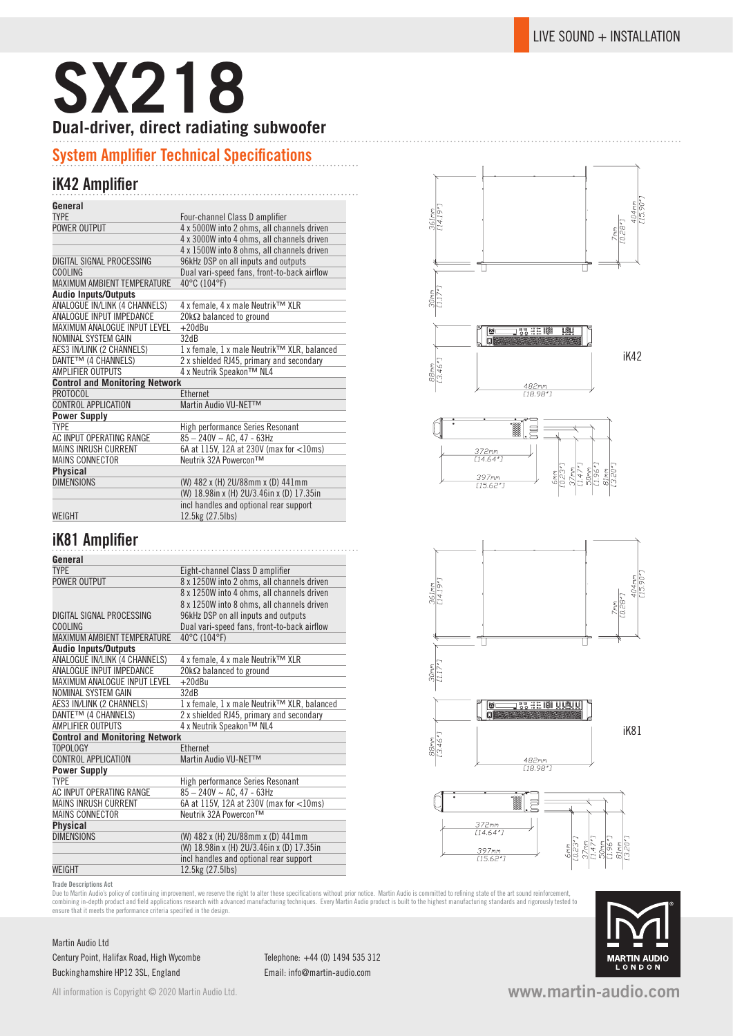LIVE SOUND + INSTALLATION

# SX218

**Dual-driver, direct radiating subwoofer**

## System Amplifier Technical Specifications

### iK42 Amplifier

| | |
|---|---|
| **General** | |
| TYPE | Four-channel Class D amplifier |
| POWER OUTPUT | 4 x 5000W into 2 ohms, all channels driven |
| | 4 x 3000W into 4 ohms, all channels driven |
| | 4 x 1500W into 8 ohms, all channels driven |
| DIGITAL SIGNAL PROCESSING | 96kHz DSP on all inputs and outputs |
| COOLING | Dual vari-speed fans, front-to-back airflow |
| MAXIMUM AMBIENT TEMPERATURE | 40°C (104°F) |
| **Audio Inputs/Outputs** | |
| ANALOGUE IN/LINK (4 CHANNELS) | 4 x female, 4 x male Neutrik™ XLR |
| ANALOGUE INPUT IMPEDANCE | 20kΩ balanced to ground |
| MAXIMUM ANALOGUE INPUT LEVEL | +20dBu |
| NOMINAL SYSTEM GAIN | 32dB |
| AES3 IN/LINK (2 CHANNELS) | 1 x female, 1 x male Neutrik™ XLR, balanced |
| DANTE™ (4 CHANNELS) | 2 x shielded RJ45, primary and secondary |
| AMPLIFIER OUTPUTS | 4 x Neutrik Speakon™ NL4 |
| **Control and Monitoring Network** | |
| PROTOCOL | Ethernet |
| CONTROL APPLICATION | Martin Audio VU-NET™ |
| **Power Supply** | |
| TYPE | High performance Series Resonant |
| AC INPUT OPERATING RANGE | 85 – 240V ~ AC, 47 - 63Hz |
| MAINS INRUSH CURRENT | 6A at 115V, 12A at 230V (max for <10ms) |
| MAINS CONNECTOR | Neutrik 32A Powercon™ |
| **Physical** | |
| DIMENSIONS | (W) 482 x (H) 2U/88mm x (D) 441mm |
| | (W) 18.98in x (H) 2U/3.46in x (D) 17.35in |
| | incl handles and optional rear support |
| WEIGHT | 12.5kg (27.5lbs) |

361mm [14.19"]
404mm [15.90"]
7mm [0.28"]
30mm [1.17"]
88mm [3.46"]
482mm [18.98"]
iK42
372mm [14.64"]
397mm [15.62"]
6mm [0.23"]
37mm [1.47"]
50mm [1.96"]
81mm [3.20"]

### iK81 Amplifier

| | |
|---|---|
| **General** | |
| TYPE | Eight-channel Class D amplifier |
| POWER OUTPUT | 8 x 1250W into 2 ohms, all channels driven |
| | 8 x 1250W into 4 ohms, all channels driven |
| | 8 x 1250W into 8 ohms, all channels driven |
| DIGITAL SIGNAL PROCESSING | 96kHz DSP on all inputs and outputs |
| COOLING | Dual vari-speed fans, front-to-back airflow |
| MAXIMUM AMBIENT TEMPERATURE | 40°C (104°F) |
| **Audio Inputs/Outputs** | |
| ANALOGUE IN/LINK (4 CHANNELS) | 4 x female, 4 x male Neutrik™ XLR |
| ANALOGUE INPUT IMPEDANCE | 20kΩ balanced to ground |
| MAXIMUM ANALOGUE INPUT LEVEL | +20dBu |
| NOMINAL SYSTEM GAIN | 32dB |
| AES3 IN/LINK (2 CHANNELS) | 1 x female, 1 x male Neutrik™ XLR, balanced |
| DANTE™ (4 CHANNELS) | 2 x shielded RJ45, primary and secondary |
| AMPLIFIER OUTPUTS | 4 x Neutrik Speakon™ NL4 |
| **Control and Monitoring Network** | |
| TOPOLOGY | Ethernet |
| CONTROL APPLICATION | Martin Audio VU-NET™ |
| **Power Supply** | |
| TYPE | High performance Series Resonant |
| AC INPUT OPERATING RANGE | 85 – 240V ~ AC, 47 - 63Hz |
| MAINS INRUSH CURRENT | 6A at 115V, 12A at 230V (max for <10ms) |
| MAINS CONNECTOR | Neutrik 32A Powercon™ |
| **Physical** | |
| DIMENSIONS | (W) 482 x (H) 2U/88mm x (D) 441mm |
| | (W) 18.98in x (H) 2U/3.46in x (D) 17.35in |
| | incl handles and optional rear support |
| WEIGHT | 12.5kg (27.5lbs) |

361mm [14.19"]
404mm [15.90"]
7mm [0.28"]
30mm [1.17"]
88mm [3.46"]
482mm [18.98"]
iK81
372mm [14.64"]
397mm [15.62"]
6mm [0.23"]
37mm [1.47"]
50mm [1.96"]
81mm [3.20"]

**Trade Descriptions Act**
Due to Martin Audio's policy of continuing improvement, we reserve the right to alter these specifications without prior notice. Martin Audio is committed to refining state of the art sound reinforcement, combining in-depth product and field applications research with advanced manufacturing techniques. Every Martin Audio product is built to the highest manufacturing standards and rigorously tested to ensure that it meets the performance criteria specified in the design.

Martin Audio Ltd
Century Point, Halifax Road, High Wycombe
Buckinghamshire HP12 3SL, England

Telephone: +44 (0) 1494 535 312
Email: info@martin-audio.com

All information is Copyright © 2020 Martin Audio Ltd.

MARTIN AUDIO LONDON

www.martin-audio.com